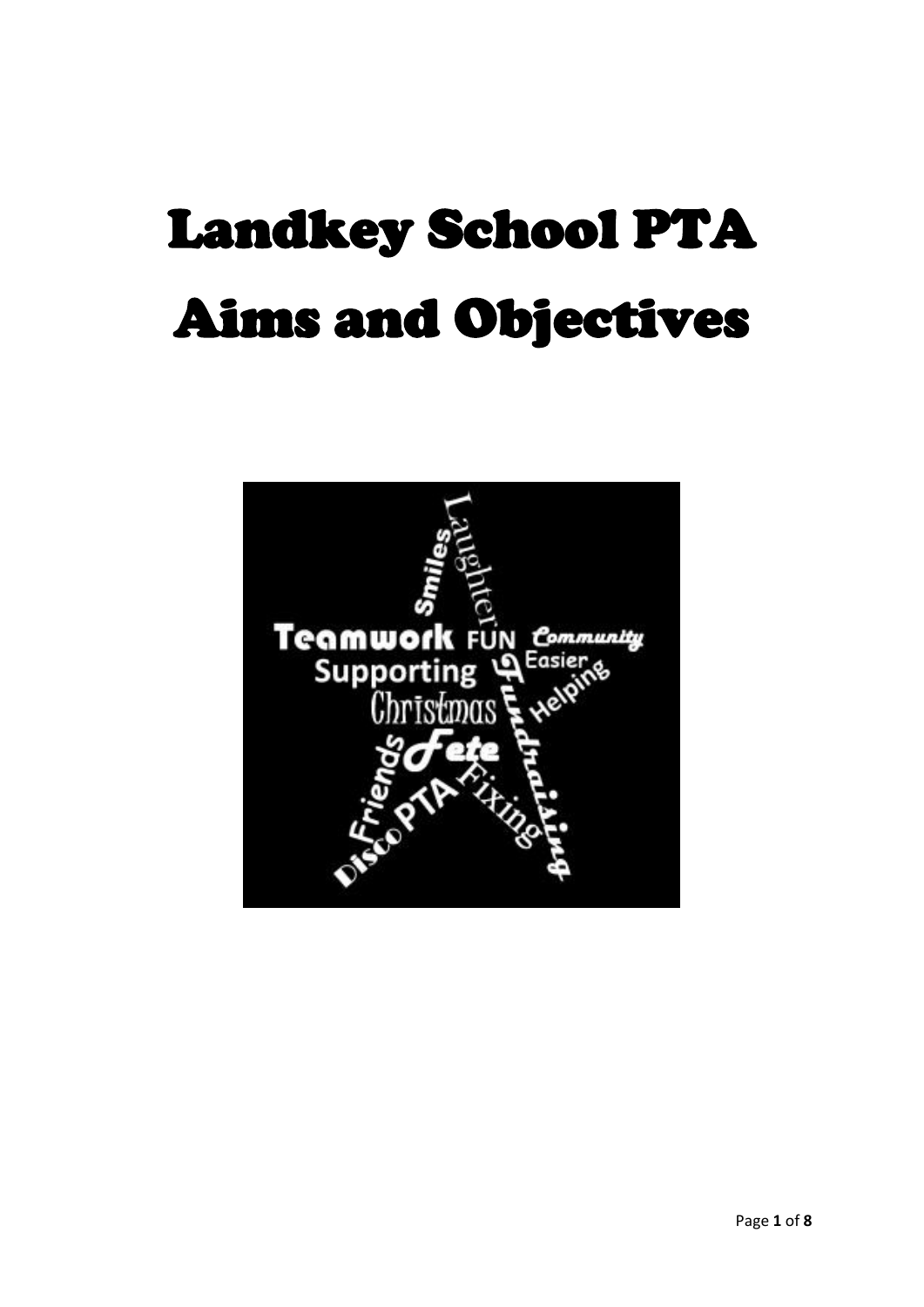# Landkey School PTA Aims and Objectives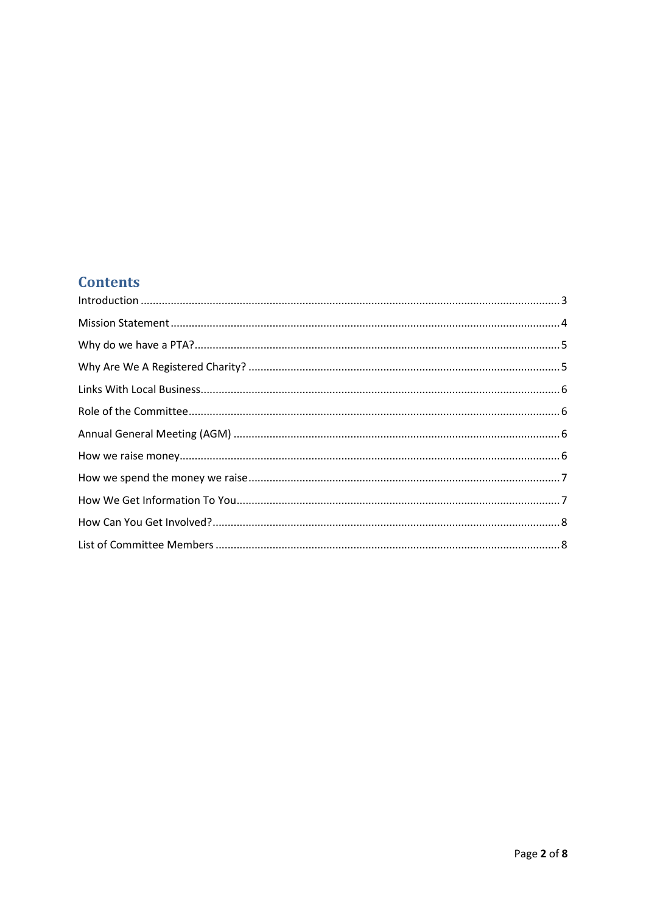# Contents

Introduction .......... 3

Mission Statement .......... 4

Why do we have a PTA? .......... 5

Why Are We A Registered Charity? .......... 5

Links With Local Business .......... 6

Role of the Committee .......... 6

Annual General Meeting (AGM) .......... 6

How we raise money .......... 6

How we spend the money we raise .......... 7

How We Get Information To You .......... 7

How Can You Get Involved? .......... 8

List of Committee Members .......... 8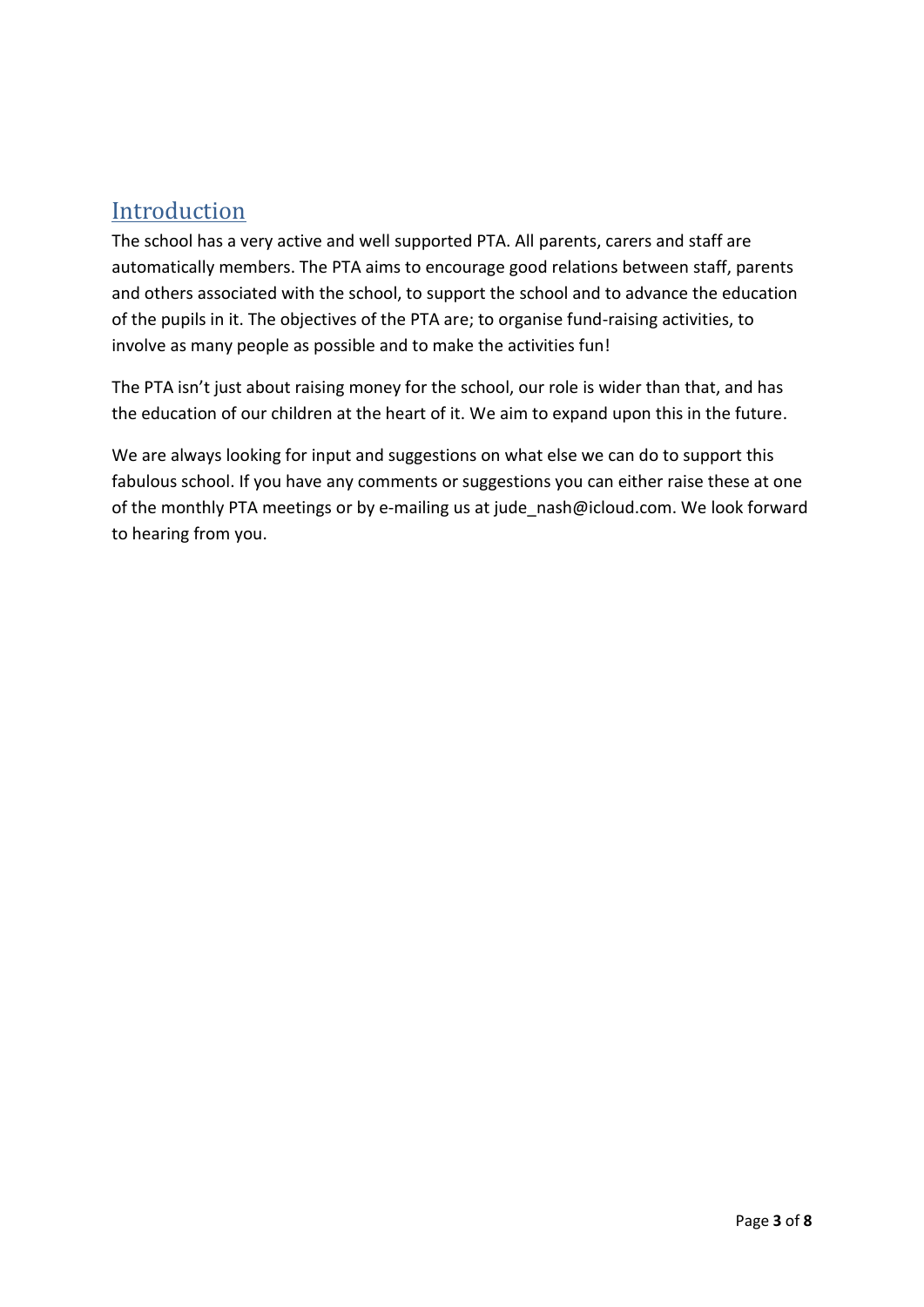## Introduction

The school has a very active and well supported PTA. All parents, carers and staff are automatically members. The PTA aims to encourage good relations between staff, parents and others associated with the school, to support the school and to advance the education of the pupils in it. The objectives of the PTA are; to organise fund-raising activities, to involve as many people as possible and to make the activities fun!

The PTA isn't just about raising money for the school, our role is wider than that, and has the education of our children at the heart of it. We aim to expand upon this in the future.

We are always looking for input and suggestions on what else we can do to support this fabulous school. If you have any comments or suggestions you can either raise these at one of the monthly PTA meetings or by e-mailing us at jude_nash@icloud.com. We look forward to hearing from you.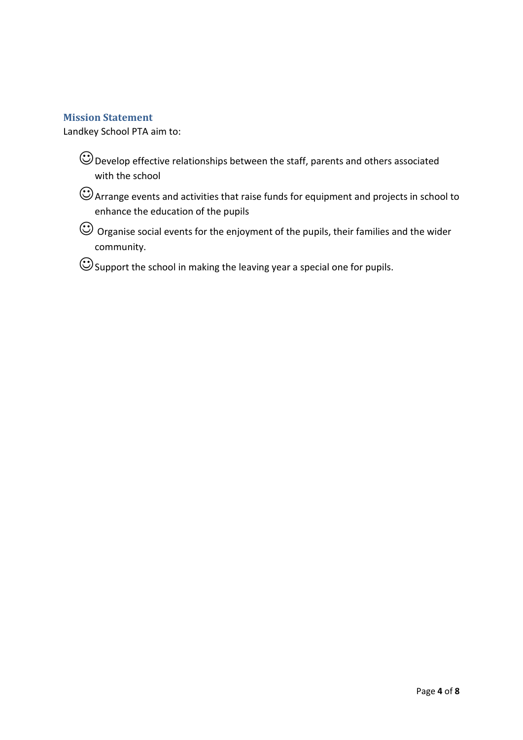## Mission Statement

Landkey School PTA aim to:

- ☺ Develop effective relationships between the staff, parents and others associated with the school
- ☺ Arrange events and activities that raise funds for equipment and projects in school to enhance the education of the pupils
- ☺ Organise social events for the enjoyment of the pupils, their families and the wider community.
- ☺ Support the school in making the leaving year a special one for pupils.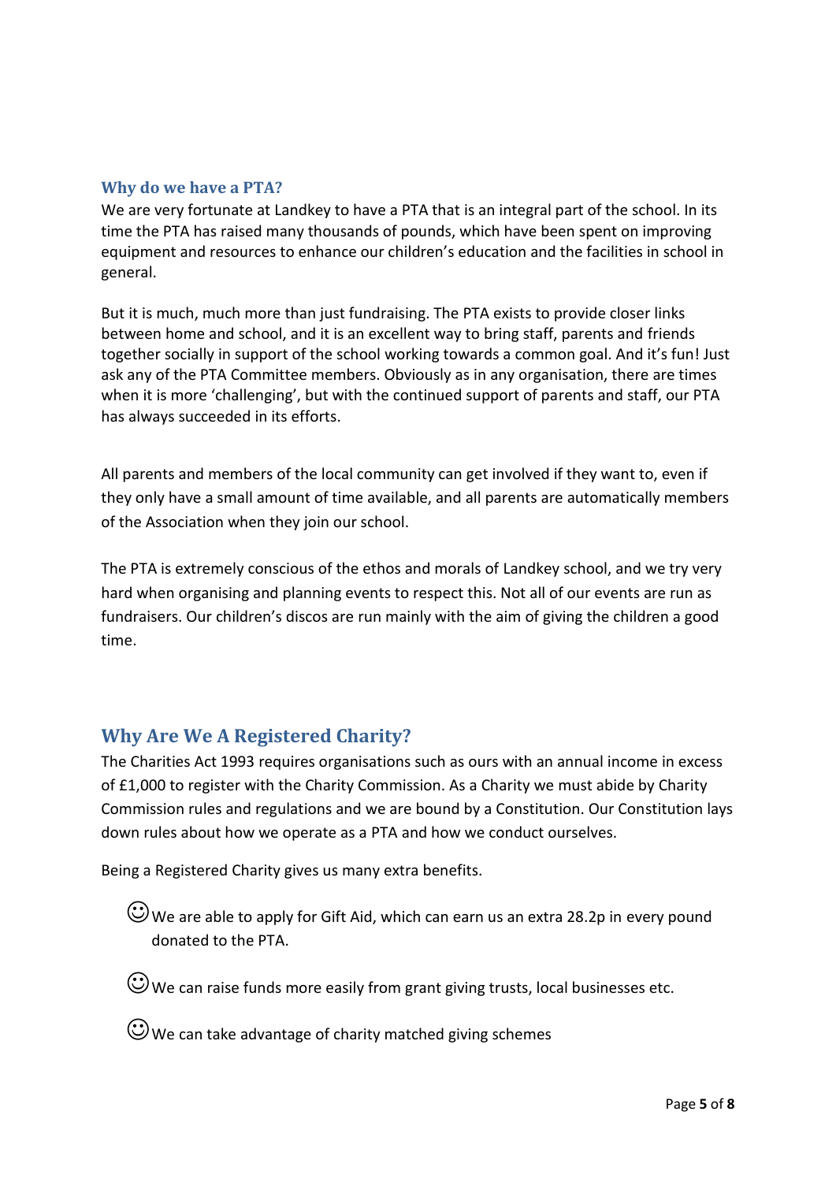## Why do we have a PTA?

We are very fortunate at Landkey to have a PTA that is an integral part of the school. In its time the PTA has raised many thousands of pounds, which have been spent on improving equipment and resources to enhance our children's education and the facilities in school in general.

But it is much, much more than just fundraising. The PTA exists to provide closer links between home and school, and it is an excellent way to bring staff, parents and friends together socially in support of the school working towards a common goal. And it's fun! Just ask any of the PTA Committee members. Obviously as in any organisation, there are times when it is more 'challenging', but with the continued support of parents and staff, our PTA has always succeeded in its efforts.

All parents and members of the local community can get involved if they want to, even if they only have a small amount of time available, and all parents are automatically members of the Association when they join our school.

The PTA is extremely conscious of the ethos and morals of Landkey school, and we try very hard when organising and planning events to respect this. Not all of our events are run as fundraisers. Our children's discos are run mainly with the aim of giving the children a good time.

## Why Are We A Registered Charity?

The Charities Act 1993 requires organisations such as ours with an annual income in excess of £1,000 to register with the Charity Commission. As a Charity we must abide by Charity Commission rules and regulations and we are bound by a Constitution. Our Constitution lays down rules about how we operate as a PTA and how we conduct ourselves.

Being a Registered Charity gives us many extra benefits.

- ☺ We are able to apply for Gift Aid, which can earn us an extra 28.2p in every pound donated to the PTA.
- ☺ We can raise funds more easily from grant giving trusts, local businesses etc.
- ☺ We can take advantage of charity matched giving schemes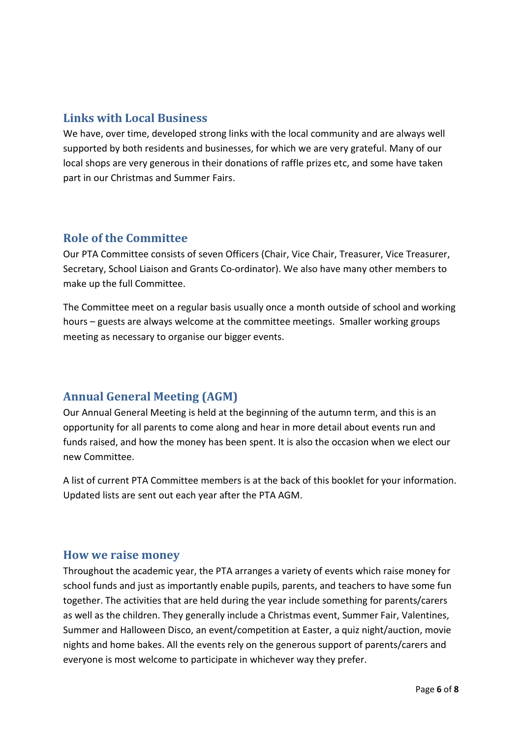## Links with Local Business

We have, over time, developed strong links with the local community and are always well supported by both residents and businesses, for which we are very grateful. Many of our local shops are very generous in their donations of raffle prizes etc, and some have taken part in our Christmas and Summer Fairs.

## Role of the Committee

Our PTA Committee consists of seven Officers (Chair, Vice Chair, Treasurer, Vice Treasurer, Secretary, School Liaison and Grants Co-ordinator). We also have many other members to make up the full Committee.

The Committee meet on a regular basis usually once a month outside of school and working hours – guests are always welcome at the committee meetings. Smaller working groups meeting as necessary to organise our bigger events.

## Annual General Meeting (AGM)

Our Annual General Meeting is held at the beginning of the autumn term, and this is an opportunity for all parents to come along and hear in more detail about events run and funds raised, and how the money has been spent. It is also the occasion when we elect our new Committee.

A list of current PTA Committee members is at the back of this booklet for your information. Updated lists are sent out each year after the PTA AGM.

## How we raise money

Throughout the academic year, the PTA arranges a variety of events which raise money for school funds and just as importantly enable pupils, parents, and teachers to have some fun together. The activities that are held during the year include something for parents/carers as well as the children. They generally include a Christmas event, Summer Fair, Valentines, Summer and Halloween Disco, an event/competition at Easter, a quiz night/auction, movie nights and home bakes. All the events rely on the generous support of parents/carers and everyone is most welcome to participate in whichever way they prefer.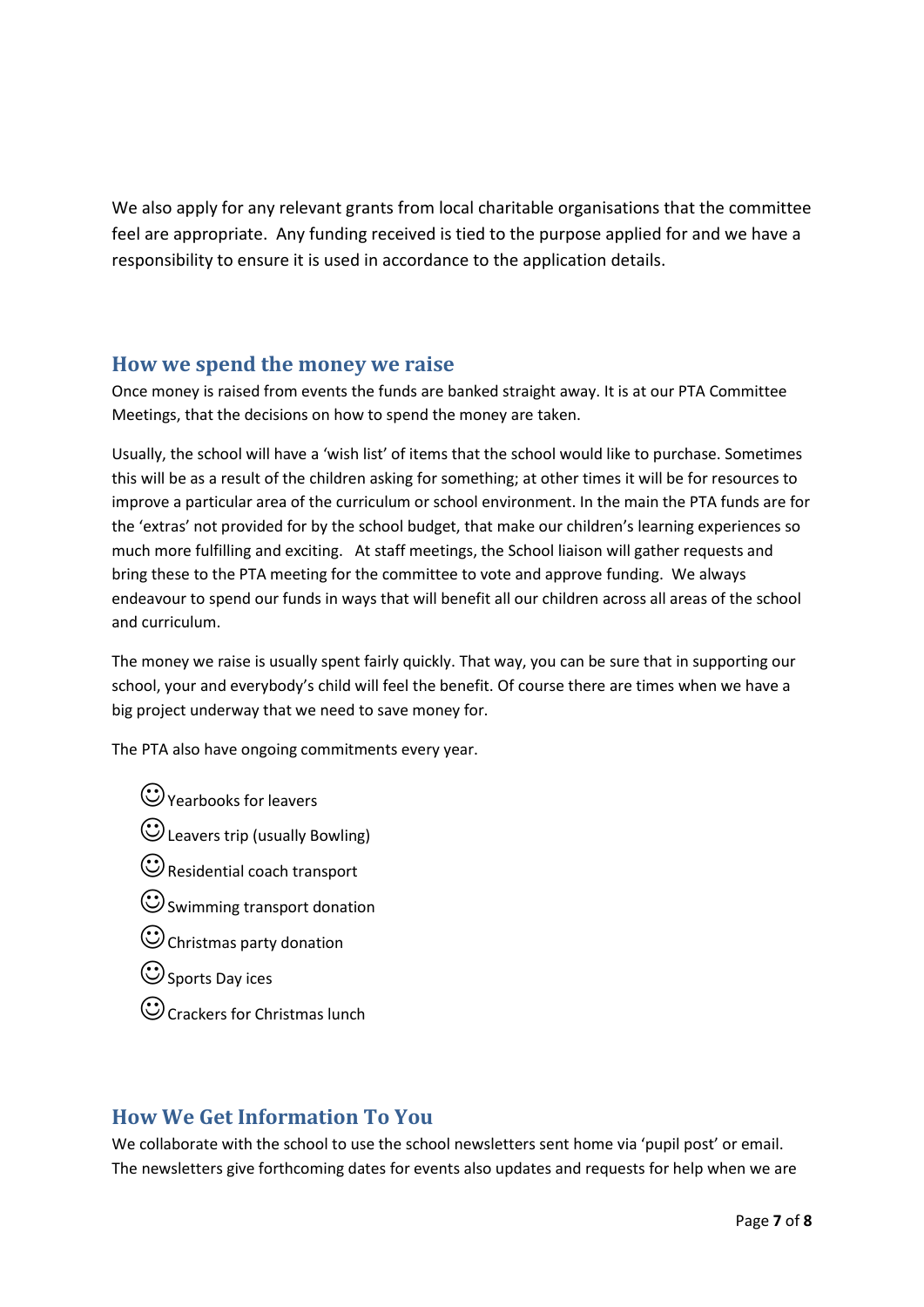We also apply for any relevant grants from local charitable organisations that the committee feel are appropriate.  Any funding received is tied to the purpose applied for and we have a responsibility to ensure it is used in accordance to the application details.

## How we spend the money we raise

Once money is raised from events the funds are banked straight away. It is at our PTA Committee Meetings, that the decisions on how to spend the money are taken.

Usually, the school will have a 'wish list' of items that the school would like to purchase. Sometimes this will be as a result of the children asking for something; at other times it will be for resources to improve a particular area of the curriculum or school environment. In the main the PTA funds are for the 'extras' not provided for by the school budget, that make our children's learning experiences so much more fulfilling and exciting.   At staff meetings, the School liaison will gather requests and bring these to the PTA meeting for the committee to vote and approve funding.  We always endeavour to spend our funds in ways that will benefit all our children across all areas of the school and curriculum.

The money we raise is usually spent fairly quickly. That way, you can be sure that in supporting our school, your and everybody's child will feel the benefit. Of course there are times when we have a big project underway that we need to save money for.

The PTA also have ongoing commitments every year.

- ☺ Yearbooks for leavers
- ☺ Leavers trip (usually Bowling)
- ☺ Residential coach transport
- ☺ Swimming transport donation
- ☺ Christmas party donation
- ☺ Sports Day ices
- ☺ Crackers for Christmas lunch

## How We Get Information To You

We collaborate with the school to use the school newsletters sent home via 'pupil post' or email. The newsletters give forthcoming dates for events also updates and requests for help when we are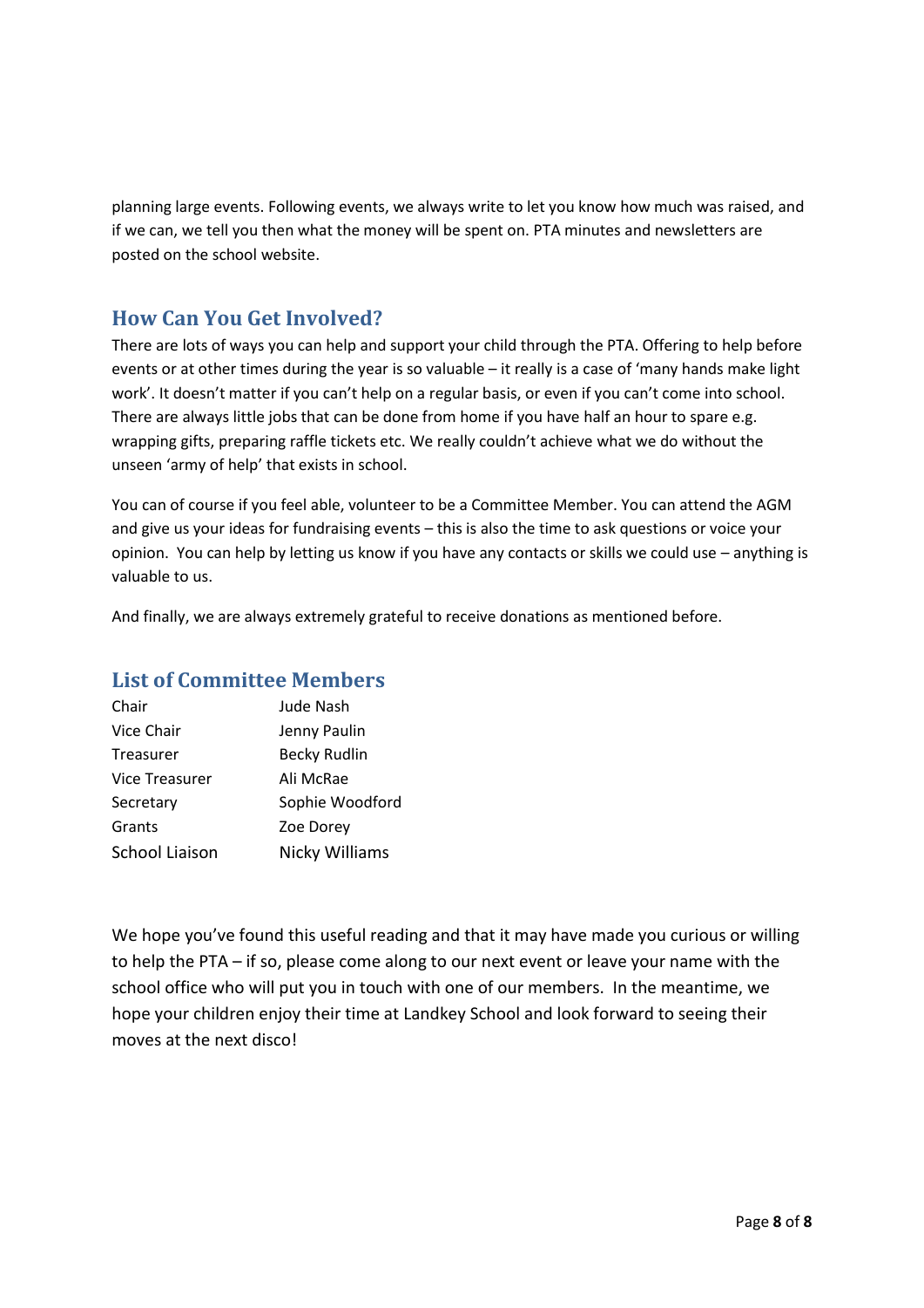planning large events. Following events, we always write to let you know how much was raised, and if we can, we tell you then what the money will be spent on. PTA minutes and newsletters are posted on the school website.

## How Can You Get Involved?

There are lots of ways you can help and support your child through the PTA. Offering to help before events or at other times during the year is so valuable – it really is a case of 'many hands make light work'. It doesn't matter if you can't help on a regular basis, or even if you can't come into school. There are always little jobs that can be done from home if you have half an hour to spare e.g. wrapping gifts, preparing raffle tickets etc. We really couldn't achieve what we do without the unseen 'army of help' that exists in school.

You can of course if you feel able, volunteer to be a Committee Member. You can attend the AGM and give us your ideas for fundraising events – this is also the time to ask questions or voice your opinion. You can help by letting us know if you have any contacts or skills we could use – anything is valuable to us.

And finally, we are always extremely grateful to receive donations as mentioned before.

## List of Committee Members

| | |
|---|---|
| Chair | Jude Nash |
| Vice Chair | Jenny Paulin |
| Treasurer | Becky Rudlin |
| Vice Treasurer | Ali McRae |
| Secretary | Sophie Woodford |
| Grants | Zoe Dorey |
| School Liaison | Nicky Williams |

We hope you've found this useful reading and that it may have made you curious or willing to help the PTA – if so, please come along to our next event or leave your name with the school office who will put you in touch with one of our members. In the meantime, we hope your children enjoy their time at Landkey School and look forward to seeing their moves at the next disco!